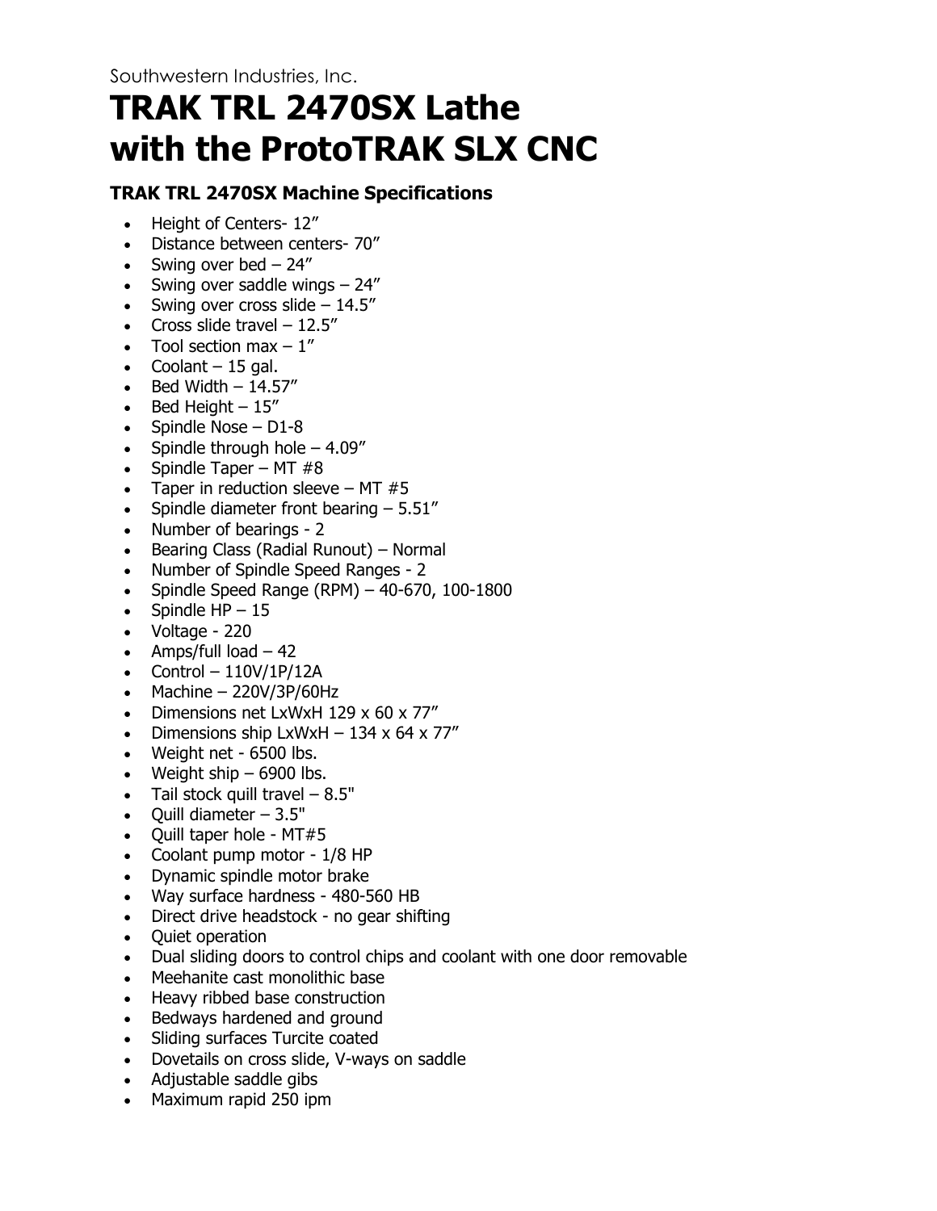Southwestern Industries, Inc.

# TRAK TRL 2470SX Lathe with the ProtoTRAK SLX CNC

### TRAK TRL 2470SX Machine Specifications

- Height of Centers- 12"
- Distance between centers- 70"
- Swing over bed – 24"
- Swing over saddle wings – 24"
- Swing over cross slide – 14.5"
- Cross slide travel – 12.5"
- Tool section max – 1"
- Coolant – 15 gal.
- Bed Width – 14.57"
- Bed Height – 15"
- Spindle Nose – D1-8
- Spindle through hole – 4.09"
- Spindle Taper – MT #8
- Taper in reduction sleeve – MT #5
- Spindle diameter front bearing – 5.51"
- Number of bearings - 2
- Bearing Class (Radial Runout) – Normal
- Number of Spindle Speed Ranges - 2
- Spindle Speed Range (RPM) – 40-670, 100-1800
- Spindle HP – 15
- Voltage - 220
- Amps/full load – 42
- Control – 110V/1P/12A
- Machine – 220V/3P/60Hz
- Dimensions net LxWxH 129 x 60 x 77"
- Dimensions ship LxWxH – 134 x 64 x 77"
- Weight net - 6500 lbs.
- Weight ship – 6900 lbs.
- Tail stock quill travel – 8.5"
- Quill diameter – 3.5"
- Quill taper hole - MT#5
- Coolant pump motor - 1/8 HP
- Dynamic spindle motor brake
- Way surface hardness - 480-560 HB
- Direct drive headstock - no gear shifting
- Quiet operation
- Dual sliding doors to control chips and coolant with one door removable
- Meehanite cast monolithic base
- Heavy ribbed base construction
- Bedways hardened and ground
- Sliding surfaces Turcite coated
- Dovetails on cross slide, V-ways on saddle
- Adjustable saddle gibs
- Maximum rapid 250 ipm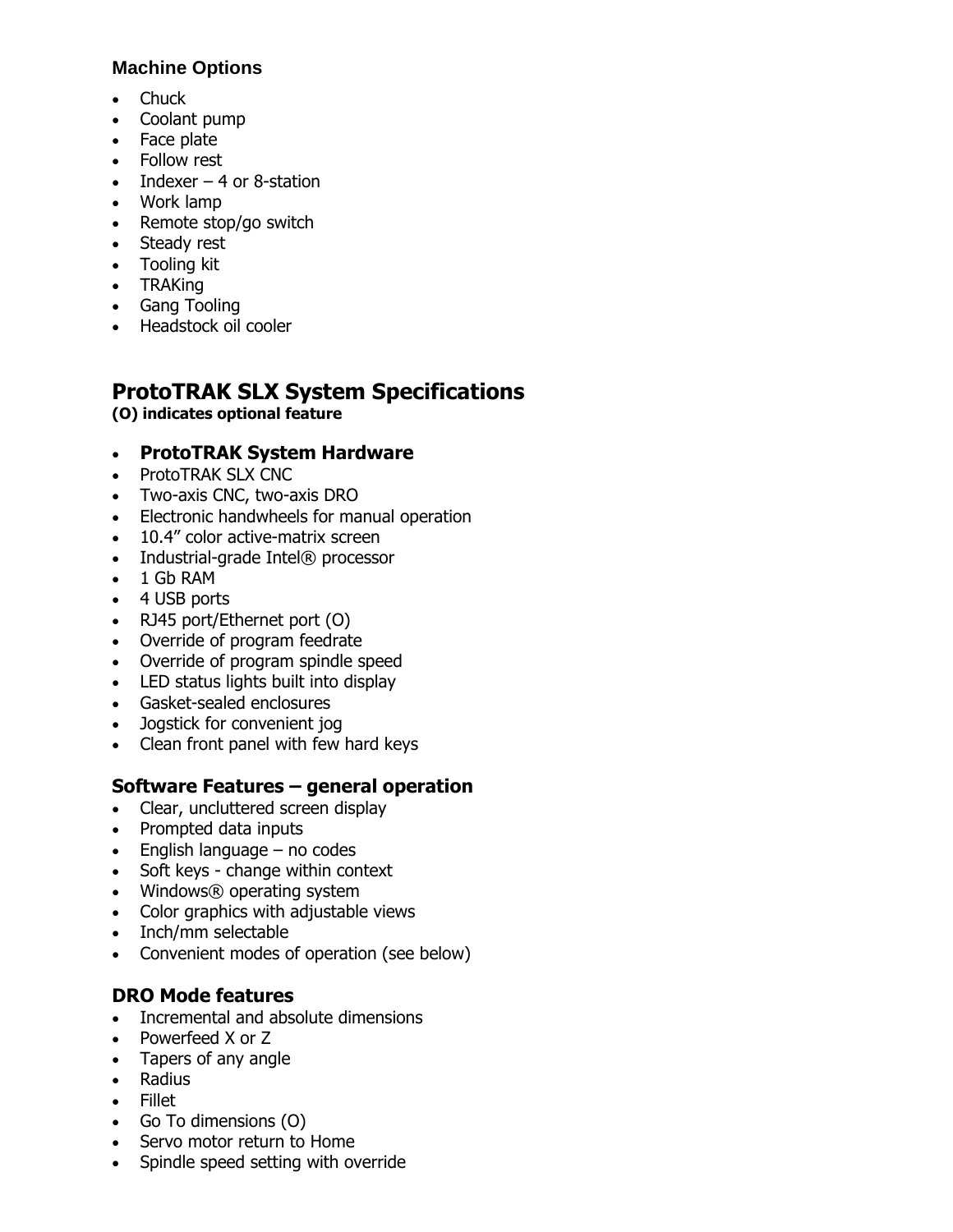### Machine Options

- Chuck
- Coolant pump
- Face plate
- Follow rest
- Indexer – 4 or 8-station
- Work lamp
- Remote stop/go switch
- Steady rest
- Tooling kit
- TRAKing
- Gang Tooling
- Headstock oil cooler

## ProtoTRAK SLX System Specifications

**(O) indicates optional feature**

- **ProtoTRAK System Hardware**
- ProtoTRAK SLX CNC
- Two-axis CNC, two-axis DRO
- Electronic handwheels for manual operation
- 10.4” color active-matrix screen
- Industrial-grade Intel® processor
- 1 Gb RAM
- 4 USB ports
- RJ45 port/Ethernet port (O)
- Override of program feedrate
- Override of program spindle speed
- LED status lights built into display
- Gasket-sealed enclosures
- Jogstick for convenient jog
- Clean front panel with few hard keys

### Software Features – general operation

- Clear, uncluttered screen display
- Prompted data inputs
- English language – no codes
- Soft keys - change within context
- Windows® operating system
- Color graphics with adjustable views
- Inch/mm selectable
- Convenient modes of operation (see below)

### DRO Mode features

- Incremental and absolute dimensions
- Powerfeed X or Z
- Tapers of any angle
- Radius
- Fillet
- Go To dimensions (O)
- Servo motor return to Home
- Spindle speed setting with override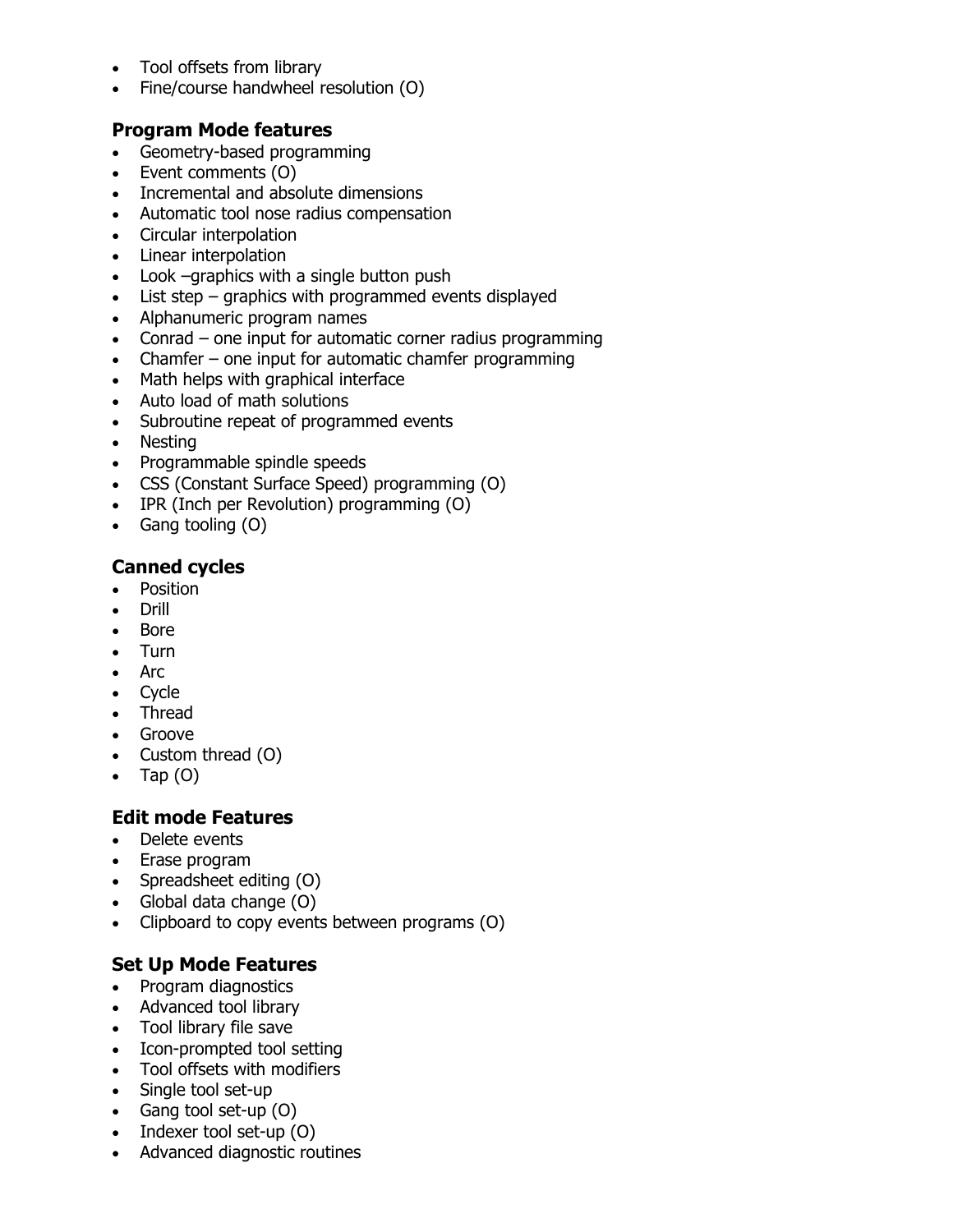- Tool offsets from library
- Fine/course handwheel resolution (O)

### Program Mode features

- Geometry-based programming
- Event comments (O)
- Incremental and absolute dimensions
- Automatic tool nose radius compensation
- Circular interpolation
- Linear interpolation
- Look –graphics with a single button push
- List step – graphics with programmed events displayed
- Alphanumeric program names
- Conrad – one input for automatic corner radius programming
- Chamfer – one input for automatic chamfer programming
- Math helps with graphical interface
- Auto load of math solutions
- Subroutine repeat of programmed events
- Nesting
- Programmable spindle speeds
- CSS (Constant Surface Speed) programming (O)
- IPR (Inch per Revolution) programming (O)
- Gang tooling (O)

### Canned cycles

- Position
- Drill
- Bore
- Turn
- Arc
- Cycle
- Thread
- Groove
- Custom thread (O)
- Tap (O)

### Edit mode Features

- Delete events
- Erase program
- Spreadsheet editing (O)
- Global data change (O)
- Clipboard to copy events between programs (O)

### Set Up Mode Features

- Program diagnostics
- Advanced tool library
- Tool library file save
- Icon-prompted tool setting
- Tool offsets with modifiers
- Single tool set-up
- Gang tool set-up (O)
- Indexer tool set-up (O)
- Advanced diagnostic routines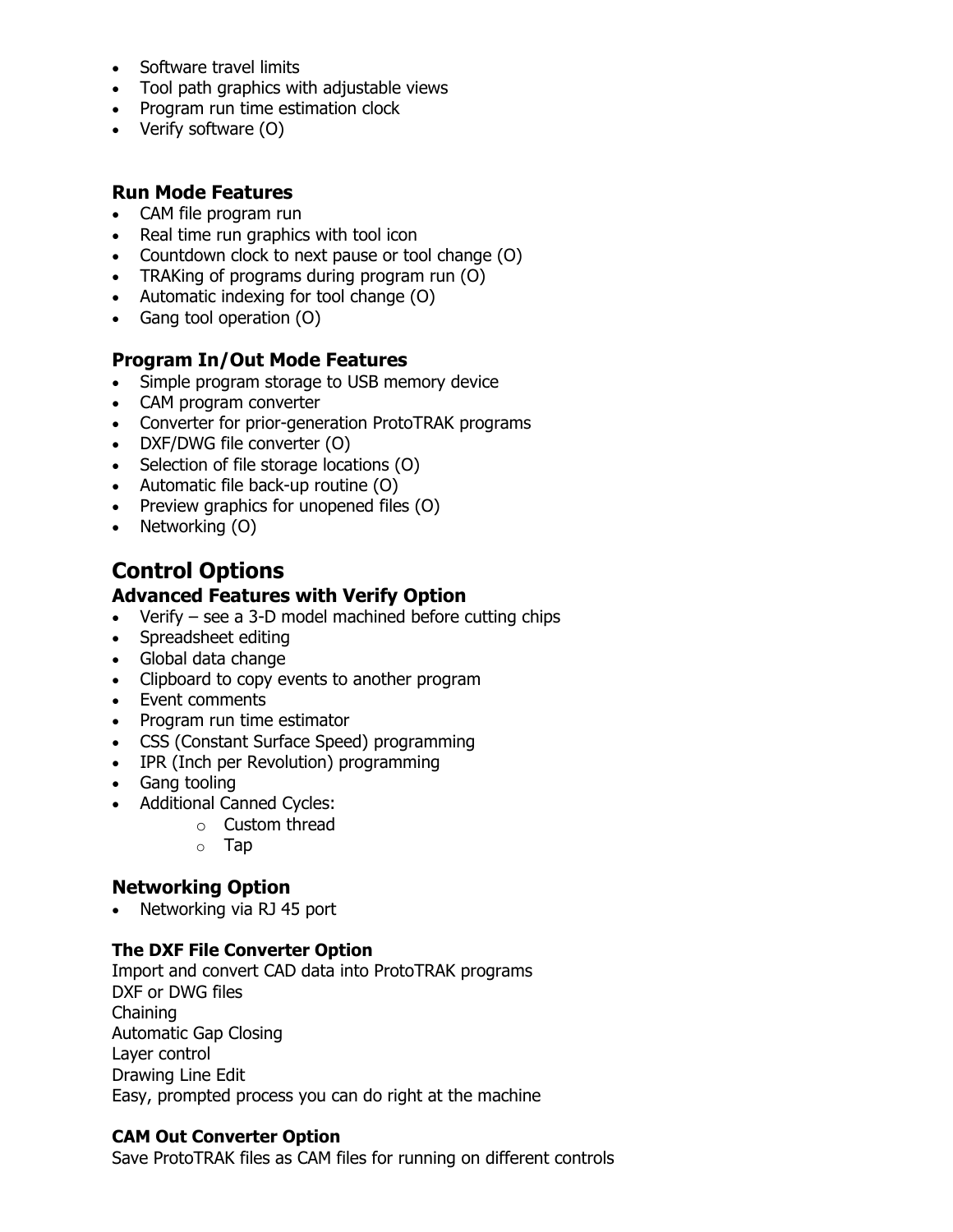- Software travel limits
- Tool path graphics with adjustable views
- Program run time estimation clock
- Verify software (O)

### Run Mode Features

- CAM file program run
- Real time run graphics with tool icon
- Countdown clock to next pause or tool change (O)
- TRAKing of programs during program run (O)
- Automatic indexing for tool change (O)
- Gang tool operation (O)

### Program In/Out Mode Features

- Simple program storage to USB memory device
- CAM program converter
- Converter for prior-generation ProtoTRAK programs
- DXF/DWG file converter (O)
- Selection of file storage locations (O)
- Automatic file back-up routine (O)
- Preview graphics for unopened files (O)
- Networking (O)

## Control Options

### Advanced Features with Verify Option

- Verify – see a 3-D model machined before cutting chips
- Spreadsheet editing
- Global data change
- Clipboard to copy events to another program
- Event comments
- Program run time estimator
- CSS (Constant Surface Speed) programming
- IPR (Inch per Revolution) programming
- Gang tooling
- Additional Canned Cycles:
  - Custom thread
  - Tap

### Networking Option

- Networking via RJ 45 port

#### The DXF File Converter Option

Import and convert CAD data into ProtoTRAK programs
DXF or DWG files
Chaining
Automatic Gap Closing
Layer control
Drawing Line Edit
Easy, prompted process you can do right at the machine

#### CAM Out Converter Option

Save ProtoTRAK files as CAM files for running on different controls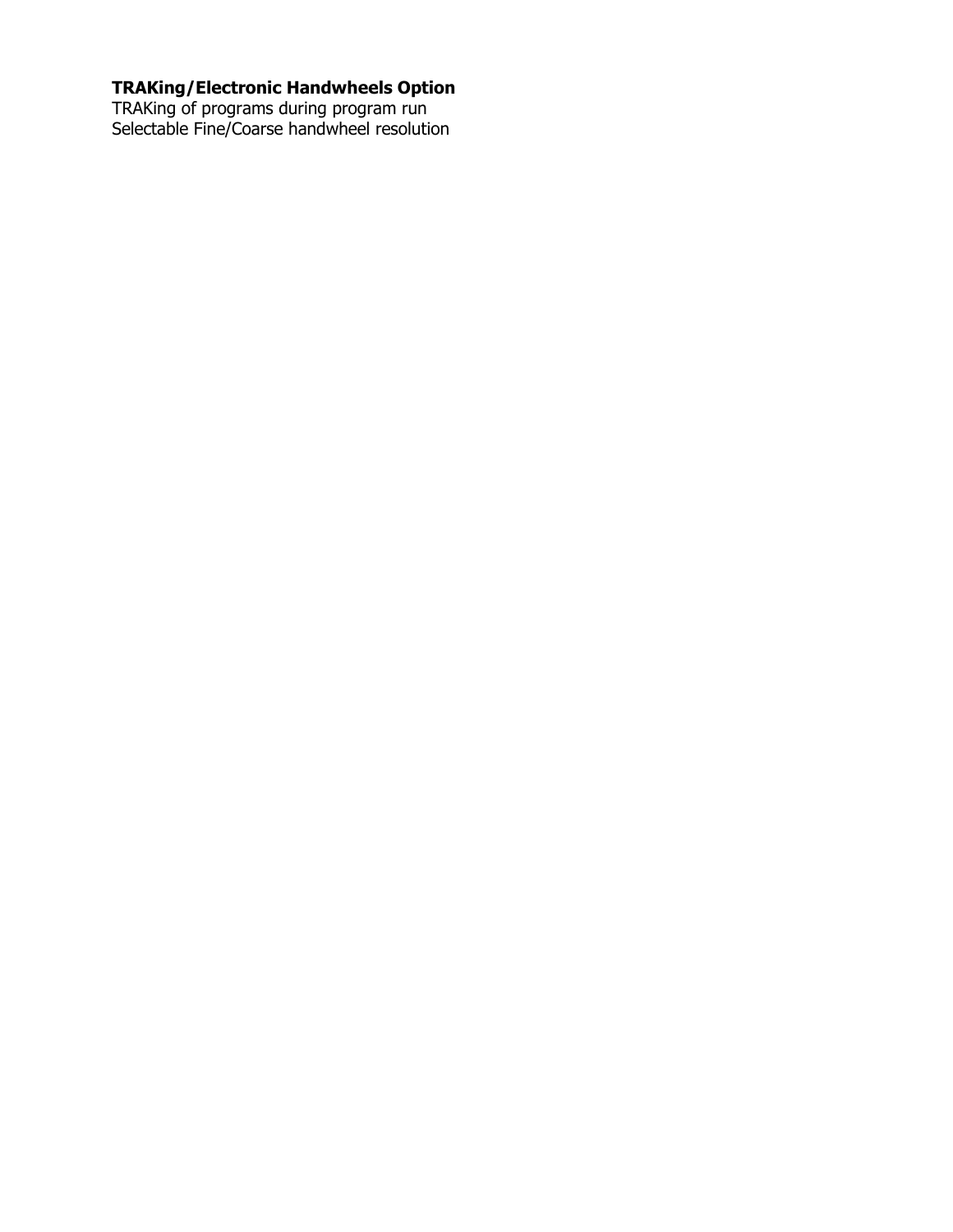**TRAKing/Electronic Handwheels Option**

TRAKing of programs during program run
Selectable Fine/Coarse handwheel resolution